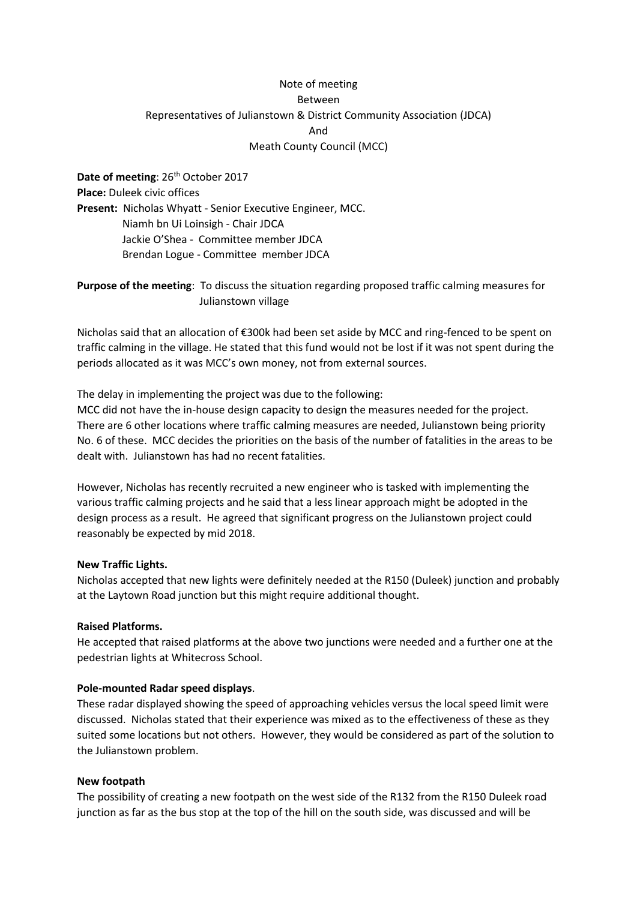Note of meeting
Between
Representatives of Julianstown & District Community Association (JDCA)
And
Meath County Council (MCC)

**Date of meeting**: 26th October 2017
**Place:** Duleek civic offices
**Present:** Nicholas Whyatt - Senior Executive Engineer, MCC.
Niamh bn Ui Loinsigh - Chair JDCA
Jackie O'Shea - Committee member JDCA
Brendan Logue - Committee member JDCA

**Purpose of the meeting**: To discuss the situation regarding proposed traffic calming measures for Julianstown village

Nicholas said that an allocation of €300k had been set aside by MCC and ring-fenced to be spent on traffic calming in the village. He stated that this fund would not be lost if it was not spent during the periods allocated as it was MCC's own money, not from external sources.

The delay in implementing the project was due to the following:
MCC did not have the in-house design capacity to design the measures needed for the project. There are 6 other locations where traffic calming measures are needed, Julianstown being priority No. 6 of these. MCC decides the priorities on the basis of the number of fatalities in the areas to be dealt with. Julianstown has had no recent fatalities.

However, Nicholas has recently recruited a new engineer who is tasked with implementing the various traffic calming projects and he said that a less linear approach might be adopted in the design process as a result. He agreed that significant progress on the Julianstown project could reasonably be expected by mid 2018.

**New Traffic Lights.**
Nicholas accepted that new lights were definitely needed at the R150 (Duleek) junction and probably at the Laytown Road junction but this might require additional thought.

**Raised Platforms.**
He accepted that raised platforms at the above two junctions were needed and a further one at the pedestrian lights at Whitecross School.

**Pole-mounted Radar speed displays**.
These radar displayed showing the speed of approaching vehicles versus the local speed limit were discussed. Nicholas stated that their experience was mixed as to the effectiveness of these as they suited some locations but not others. However, they would be considered as part of the solution to the Julianstown problem.

**New footpath**
The possibility of creating a new footpath on the west side of the R132 from the R150 Duleek road junction as far as the bus stop at the top of the hill on the south side, was discussed and will be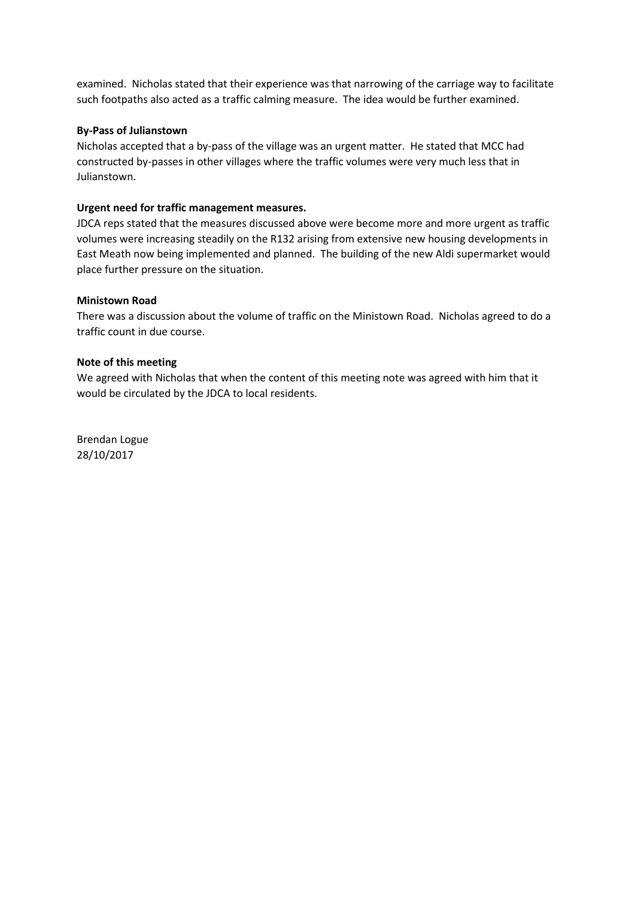examined. Nicholas stated that their experience was that narrowing of the carriage way to facilitate such footpaths also acted as a traffic calming measure. The idea would be further examined.

**By-Pass of Julianstown**

Nicholas accepted that a by-pass of the village was an urgent matter. He stated that MCC had constructed by-passes in other villages where the traffic volumes were very much less that in Julianstown.

**Urgent need for traffic management measures.**

JDCA reps stated that the measures discussed above were become more and more urgent as traffic volumes were increasing steadily on the R132 arising from extensive new housing developments in East Meath now being implemented and planned. The building of the new Aldi supermarket would place further pressure on the situation.

**Ministown Road**

There was a discussion about the volume of traffic on the Ministown Road. Nicholas agreed to do a traffic count in due course.

**Note of this meeting**

We agreed with Nicholas that when the content of this meeting note was agreed with him that it would be circulated by the JDCA to local residents.

Brendan Logue
28/10/2017